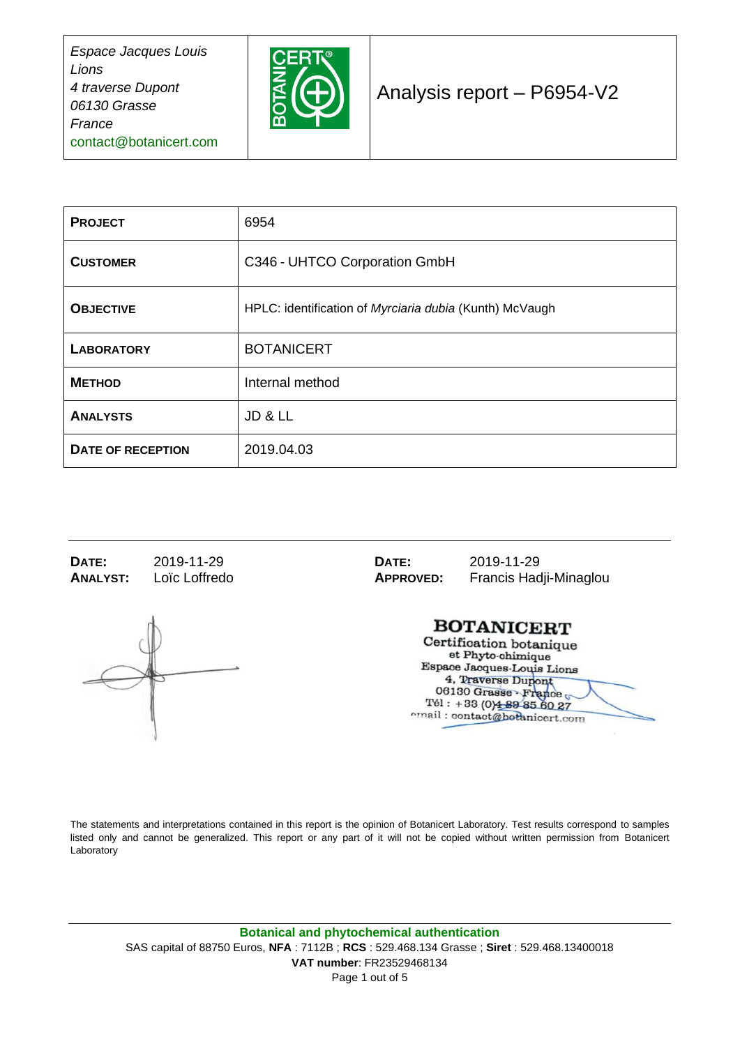*Espace Jacques Louis Lions*
*4 traverse Dupont*
*06130 Grasse*
*France*
contact@botanicert.com

# Analysis report – P6954-V2

| | |
|---|---|
| **PROJECT** | 6954 |
| **CUSTOMER** | C346 - UHTCO Corporation GmbH |
| **OBJECTIVE** | HPLC: identification of *Myrciaria dubia* (Kunth) McVaugh |
| **LABORATORY** | BOTANICERT |
| **METHOD** | Internal method |
| **ANALYSTS** | JD & LL |
| **DATE OF RECEPTION** | 2019.04.03 |

**DATE:** 2019-11-29
**ANALYST:** Loïc Loffredo

**DATE:** 2019-11-29
**APPROVED:** Francis Hadji-Minaglou

BOTANICERT
Certification botanique
et Phyto-chimique
Espace Jacques-Louis Lions
4, Traverse Dupont
06130 Grasse - France
Tél : +33 (0)4 89 85 60 27
email : contact@botanicert.com

The statements and interpretations contained in this report is the opinion of Botanicert Laboratory. Test results correspond to samples listed only and cannot be generalized. This report or any part of it will not be copied without written permission from Botanicert Laboratory

**Botanical and phytochemical authentication**
SAS capital of 88750 Euros, **NFA** : 7112B ; **RCS** : 529.468.134 Grasse ; **Siret** : 529.468.13400018
**VAT number**: FR23529468134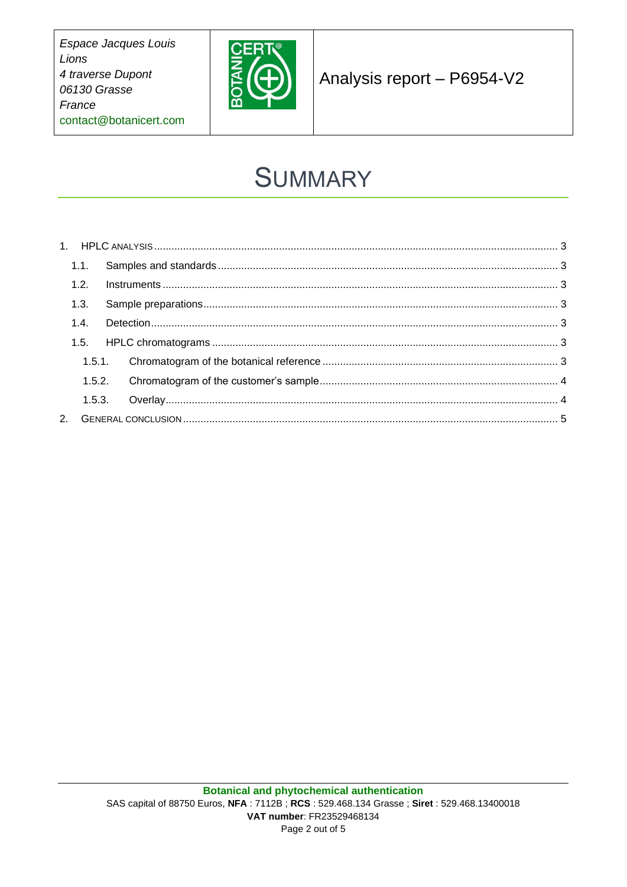# SUMMARY

1. HPLC ANALYSIS ........ 3
   - 1.1. Samples and standards ........ 3
   - 1.2. Instruments ........ 3
   - 1.3. Sample preparations ........ 3
   - 1.4. Detection ........ 3
   - 1.5. HPLC chromatograms ........ 3
     - 1.5.1. Chromatogram of the botanical reference ........ 3
     - 1.5.2. Chromatogram of the customer's sample ........ 4
     - 1.5.3. Overlay ........ 4
2. GENERAL CONCLUSION ........ 5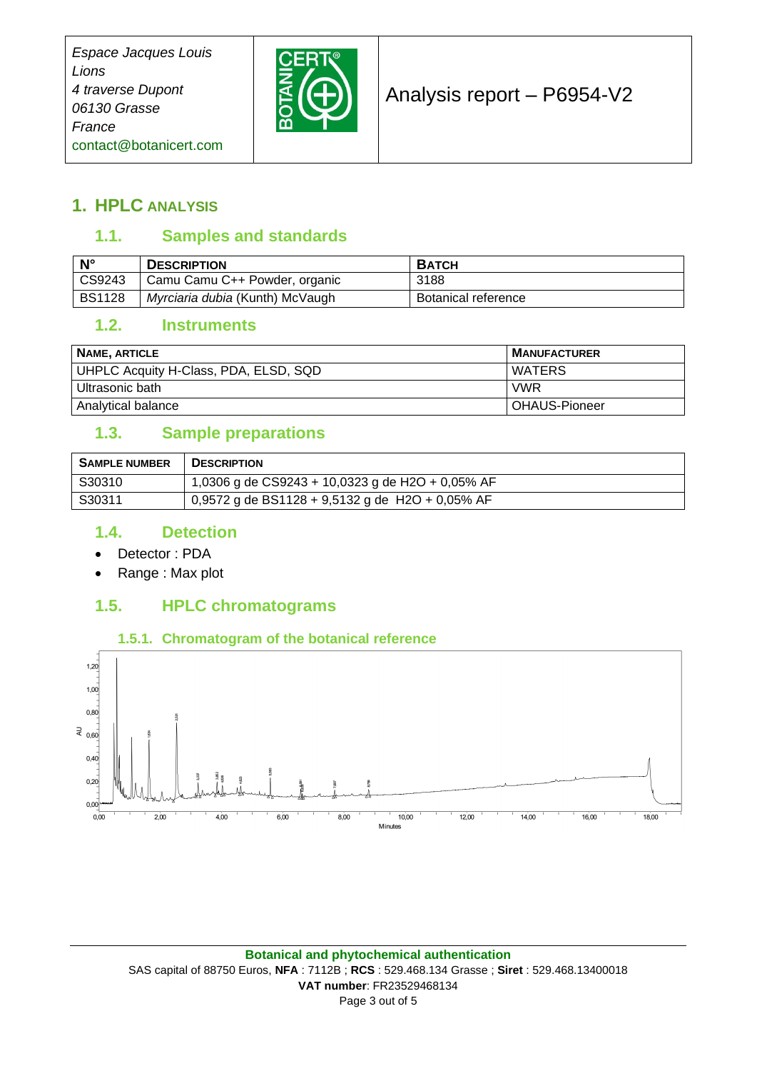| Espace Jacques Louis Lions 4 traverse Dupont 06130 Grasse France contact@botanicert.com | BOTANICERT | Analysis report – P6954-V2 |
|---|---|---|

# 1. HPLC ANALYSIS

## 1.1. Samples and standards

| N° | DESCRIPTION | BATCH |
|---|---|---|
| CS9243 | Camu Camu C++ Powder, organic | 3188 |
| BS1128 | *Myrciaria dubia* (Kunth) McVaugh | Botanical reference |

## 1.2. Instruments

| NAME, ARTICLE | MANUFACTURER |
|---|---|
| UHPLC Acquity H-Class, PDA, ELSD, SQD | WATERS |
| Ultrasonic bath | VWR |
| Analytical balance | OHAUS-Pioneer |

## 1.3. Sample preparations

| SAMPLE NUMBER | DESCRIPTION |
|---|---|
| S30310 | 1,0306 g de CS9243 + 10,0323 g de H2O + 0,05% AF |
| S30311 | 0,9572 g de BS1128 + 9,5132 g de H2O + 0,05% AF |

## 1.4. Detection

- Detector : PDA
- Range : Max plot

## 1.5. HPLC chromatograms

### 1.5.1. Chromatogram of the botanical reference

Botanical and phytochemical authentication
SAS capital of 88750 Euros, **NFA** : 7112B ; **RCS** : 529.468.134 Grasse ; **Siret** : 529.468.13400018
**VAT number**: FR23529468134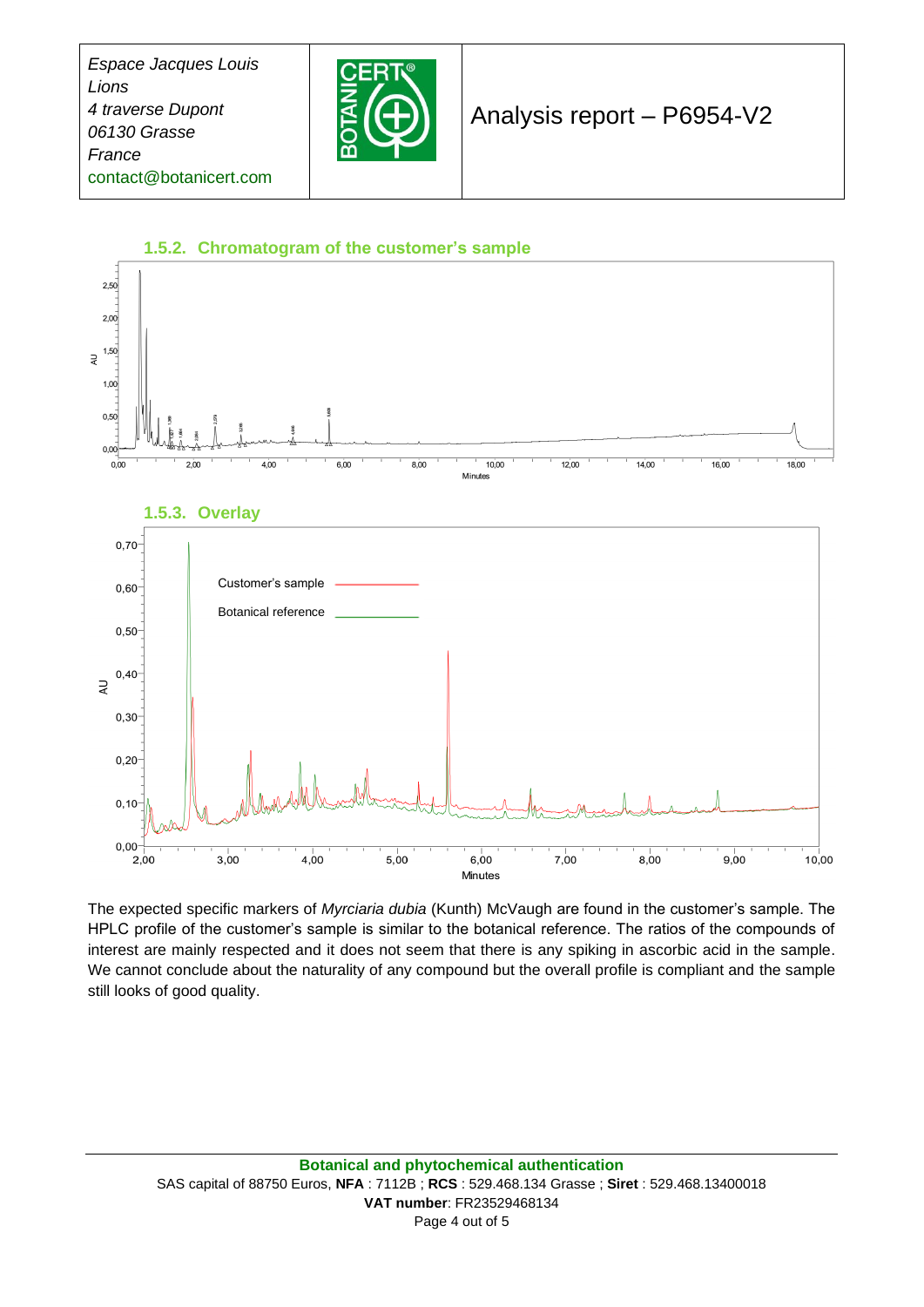#### 1.5.2. Chromatogram of the customer's sample

#### 1.5.3. Overlay

The expected specific markers of *Myrciaria dubia* (Kunth) McVaugh are found in the customer's sample. The HPLC profile of the customer's sample is similar to the botanical reference. The ratios of the compounds of interest are mainly respected and it does not seem that there is any spiking in ascorbic acid in the sample. We cannot conclude about the naturality of any compound but the overall profile is compliant and the sample still looks of good quality.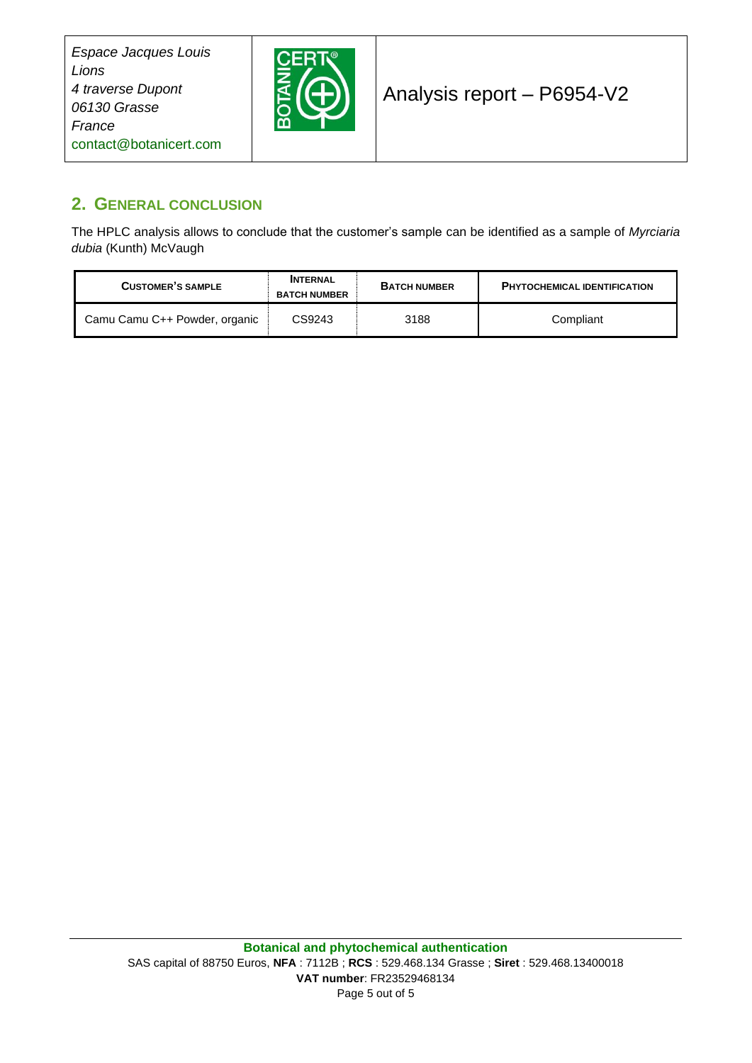## 2. GENERAL CONCLUSION

The HPLC analysis allows to conclude that the customer's sample can be identified as a sample of *Myrciaria dubia* (Kunth) McVaugh

| CUSTOMER'S SAMPLE | INTERNAL BATCH NUMBER | BATCH NUMBER | PHYTOCHEMICAL IDENTIFICATION |
|---|---|---|---|
| Camu Camu C++ Powder, organic | CS9243 | 3188 | Compliant |